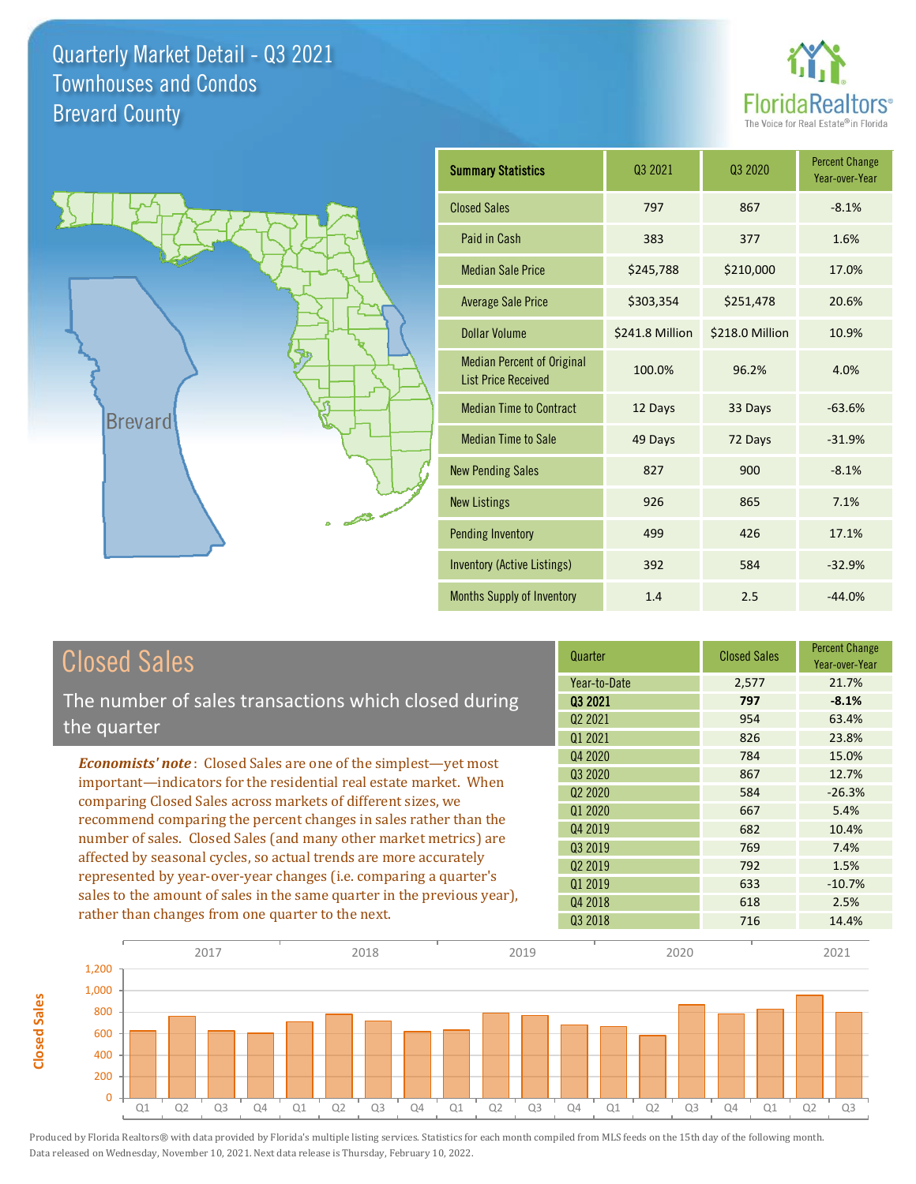# Quarterly Market Detail - Q3 2021
## Townhouses and Condos
## Brevard County

FloridaRealtors®
The Voice for Real Estate® in Florida

| Summary Statistics | Q3 2021 | Q3 2020 | Percent Change Year-over-Year |
|---|---|---|---|
| Closed Sales | 797 | 867 | -8.1% |
| Paid in Cash | 383 | 377 | 1.6% |
| Median Sale Price | $245,788 | $210,000 | 17.0% |
| Average Sale Price | $303,354 | $251,478 | 20.6% |
| Dollar Volume | $241.8 Million | $218.0 Million | 10.9% |
| Median Percent of Original List Price Received | 100.0% | 96.2% | 4.0% |
| Median Time to Contract | 12 Days | 33 Days | -63.6% |
| Median Time to Sale | 49 Days | 72 Days | -31.9% |
| New Pending Sales | 827 | 900 | -8.1% |
| New Listings | 926 | 865 | 7.1% |
| Pending Inventory | 499 | 426 | 17.1% |
| Inventory (Active Listings) | 392 | 584 | -32.9% |
| Months Supply of Inventory | 1.4 | 2.5 | -44.0% |

## Closed Sales

The number of sales transactions which closed during the quarter

***Economists' note***: Closed Sales are one of the simplest—yet most important—indicators for the residential real estate market. When comparing Closed Sales across markets of different sizes, we recommend comparing the percent changes in sales rather than the number of sales. Closed Sales (and many other market metrics) are affected by seasonal cycles, so actual trends are more accurately represented by year-over-year changes (i.e. comparing a quarter's sales to the amount of sales in the same quarter in the previous year), rather than changes from one quarter to the next.

| Quarter | Closed Sales | Percent Change Year-over-Year |
|---|---|---|
| Year-to-Date | 2,577 | 21.7% |
| **Q3 2021** | **797** | **-8.1%** |
| Q2 2021 | 954 | 63.4% |
| Q1 2021 | 826 | 23.8% |
| Q4 2020 | 784 | 15.0% |
| Q3 2020 | 867 | 12.7% |
| Q2 2020 | 584 | -26.3% |
| Q1 2020 | 667 | 5.4% |
| Q4 2019 | 682 | 10.4% |
| Q3 2019 | 769 | 7.4% |
| Q2 2019 | 792 | 1.5% |
| Q1 2019 | 633 | -10.7% |
| Q4 2018 | 618 | 2.5% |
| Q3 2018 | 716 | 14.4% |

Produced by Florida Realtors® with data provided by Florida's multiple listing services. Statistics for each month compiled from MLS feeds on the 15th day of the following month. Data released on Wednesday, November 10, 2021. Next data release is Thursday, February 10, 2022.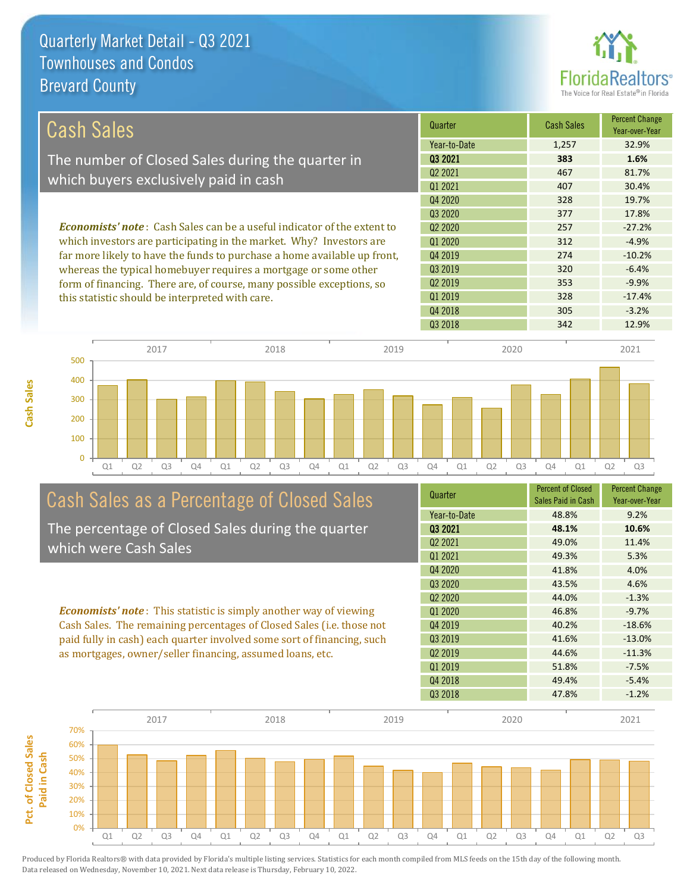# Quarterly Market Detail - Q3 2021
## Townhouses and Condos
## Brevard County

## Cash Sales

The number of Closed Sales during the quarter in which buyers exclusively paid in cash

*Economists' note*: Cash Sales can be a useful indicator of the extent to which investors are participating in the market. Why? Investors are far more likely to have the funds to purchase a home available up front, whereas the typical homebuyer requires a mortgage or some other form of financing. There are, of course, many possible exceptions, so this statistic should be interpreted with care.

| Quarter | Cash Sales | Percent Change Year-over-Year |
|---|---|---|
| Year-to-Date | 1,257 | 32.9% |
| **Q3 2021** | **383** | **1.6%** |
| Q2 2021 | 467 | 81.7% |
| Q1 2021 | 407 | 30.4% |
| Q4 2020 | 328 | 19.7% |
| Q3 2020 | 377 | 17.8% |
| Q2 2020 | 257 | -27.2% |
| Q1 2020 | 312 | -4.9% |
| Q4 2019 | 274 | -10.2% |
| Q3 2019 | 320 | -6.4% |
| Q2 2019 | 353 | -9.9% |
| Q1 2019 | 328 | -17.4% |
| Q4 2018 | 305 | -3.2% |
| Q3 2018 | 342 | 12.9% |

## Cash Sales as a Percentage of Closed Sales

The percentage of Closed Sales during the quarter which were Cash Sales

*Economists' note*: This statistic is simply another way of viewing Cash Sales. The remaining percentages of Closed Sales (i.e. those not paid fully in cash) each quarter involved some sort of financing, such as mortgages, owner/seller financing, assumed loans, etc.

| Quarter | Percent of Closed Sales Paid in Cash | Percent Change Year-over-Year |
|---|---|---|
| Year-to-Date | 48.8% | 9.2% |
| **Q3 2021** | **48.1%** | **10.6%** |
| Q2 2021 | 49.0% | 11.4% |
| Q1 2021 | 49.3% | 5.3% |
| Q4 2020 | 41.8% | 4.0% |
| Q3 2020 | 43.5% | 4.6% |
| Q2 2020 | 44.0% | -1.3% |
| Q1 2020 | 46.8% | -9.7% |
| Q4 2019 | 40.2% | -18.6% |
| Q3 2019 | 41.6% | -13.0% |
| Q2 2019 | 44.6% | -11.3% |
| Q1 2019 | 51.8% | -7.5% |
| Q4 2018 | 49.4% | -5.4% |
| Q3 2018 | 47.8% | -1.2% |

Produced by Florida Realtors® with data provided by Florida's multiple listing services. Statistics for each month compiled from MLS feeds on the 15th day of the following month. Data released on Wednesday, November 10, 2021. Next data release is Thursday, February 10, 2022.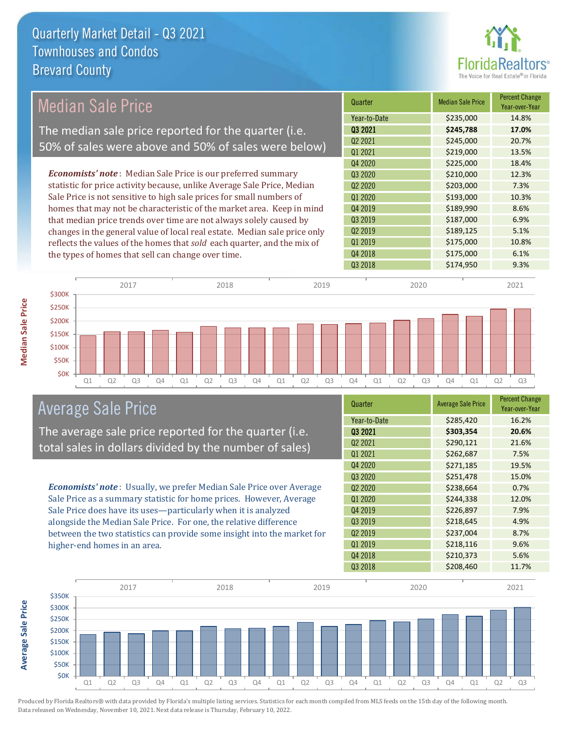# Quarterly Market Detail - Q3 2021
## Townhouses and Condos
## Brevard County

## Median Sale Price

The median sale price reported for the quarter (i.e. 50% of sales were above and 50% of sales were below)

***Economists' note***: Median Sale Price is our preferred summary statistic for price activity because, unlike Average Sale Price, Median Sale Price is not sensitive to high sale prices for small numbers of homes that may not be characteristic of the market area. Keep in mind that median price trends over time are not always solely caused by changes in the general value of local real estate. Median sale price only reflects the values of the homes that *sold* each quarter, and the mix of the types of homes that sell can change over time.

| Quarter | Median Sale Price | Percent Change Year-over-Year |
|---|---|---|
| Year-to-Date | $235,000 | 14.8% |
| **Q3 2021** | **$245,788** | **17.0%** |
| Q2 2021 | $245,000 | 20.7% |
| Q1 2021 | $219,000 | 13.5% |
| Q4 2020 | $225,000 | 18.4% |
| Q3 2020 | $210,000 | 12.3% |
| Q2 2020 | $203,000 | 7.3% |
| Q1 2020 | $193,000 | 10.3% |
| Q4 2019 | $189,990 | 8.6% |
| Q3 2019 | $187,000 | 6.9% |
| Q2 2019 | $189,125 | 5.1% |
| Q1 2019 | $175,000 | 10.8% |
| Q4 2018 | $175,000 | 6.1% |
| Q3 2018 | $174,950 | 9.3% |

## Average Sale Price

The average sale price reported for the quarter (i.e. total sales in dollars divided by the number of sales)

***Economists' note***: Usually, we prefer Median Sale Price over Average Sale Price as a summary statistic for home prices. However, Average Sale Price does have its uses—particularly when it is analyzed alongside the Median Sale Price. For one, the relative difference between the two statistics can provide some insight into the market for higher-end homes in an area.

| Quarter | Average Sale Price | Percent Change Year-over-Year |
|---|---|---|
| Year-to-Date | $285,420 | 16.2% |
| **Q3 2021** | **$303,354** | **20.6%** |
| Q2 2021 | $290,121 | 21.6% |
| Q1 2021 | $262,687 | 7.5% |
| Q4 2020 | $271,185 | 19.5% |
| Q3 2020 | $251,478 | 15.0% |
| Q2 2020 | $238,664 | 0.7% |
| Q1 2020 | $244,338 | 12.0% |
| Q4 2019 | $226,897 | 7.9% |
| Q3 2019 | $218,645 | 4.9% |
| Q2 2019 | $237,004 | 8.7% |
| Q1 2019 | $218,116 | 9.6% |
| Q4 2018 | $210,373 | 5.6% |
| Q3 2018 | $208,460 | 11.7% |

Produced by Florida Realtors® with data provided by Florida's multiple listing services. Statistics for each month compiled from MLS feeds on the 15th day of the following month. Data released on Wednesday, November 10, 2021. Next data release is Thursday, February 10, 2022.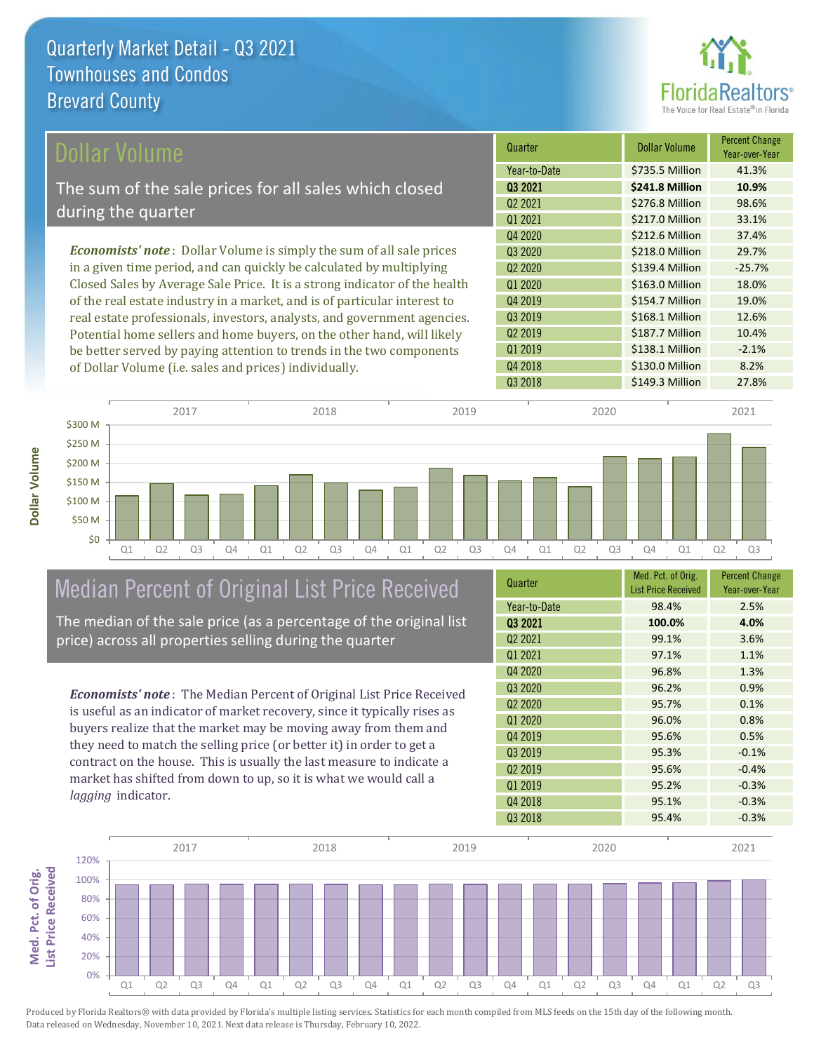# Quarterly Market Detail - Q3 2021
## Townhouses and Condos
## Brevard County

## Dollar Volume

The sum of the sale prices for all sales which closed during the quarter

*Economists' note*: Dollar Volume is simply the sum of all sale prices in a given time period, and can quickly be calculated by multiplying Closed Sales by Average Sale Price. It is a strong indicator of the health of the real estate industry in a market, and is of particular interest to real estate professionals, investors, analysts, and government agencies. Potential home sellers and home buyers, on the other hand, will likely be better served by paying attention to trends in the two components of Dollar Volume (i.e. sales and prices) individually.

| Quarter | Dollar Volume | Percent Change Year-over-Year |
|---|---|---|
| Year-to-Date | $735.5 Million | 41.3% |
| **Q3 2021** | **$241.8 Million** | **10.9%** |
| Q2 2021 | $276.8 Million | 98.6% |
| Q1 2021 | $217.0 Million | 33.1% |
| Q4 2020 | $212.6 Million | 37.4% |
| Q3 2020 | $218.0 Million | 29.7% |
| Q2 2020 | $139.4 Million | -25.7% |
| Q1 2020 | $163.0 Million | 18.0% |
| Q4 2019 | $154.7 Million | 19.0% |
| Q3 2019 | $168.1 Million | 12.6% |
| Q2 2019 | $187.7 Million | 10.4% |
| Q1 2019 | $138.1 Million | -2.1% |
| Q4 2018 | $130.0 Million | 8.2% |
| Q3 2018 | $149.3 Million | 27.8% |

## Median Percent of Original List Price Received

The median of the sale price (as a percentage of the original list price) across all properties selling during the quarter

*Economists' note*: The Median Percent of Original List Price Received is useful as an indicator of market recovery, since it typically rises as buyers realize that the market may be moving away from them and they need to match the selling price (or better it) in order to get a contract on the house. This is usually the last measure to indicate a market has shifted from down to up, so it is what we would call a *lagging* indicator.

| Quarter | Med. Pct. of Orig. List Price Received | Percent Change Year-over-Year |
|---|---|---|
| Year-to-Date | 98.4% | 2.5% |
| **Q3 2021** | **100.0%** | **4.0%** |
| Q2 2021 | 99.1% | 3.6% |
| Q1 2021 | 97.1% | 1.1% |
| Q4 2020 | 96.8% | 1.3% |
| Q3 2020 | 96.2% | 0.9% |
| Q2 2020 | 95.7% | 0.1% |
| Q1 2020 | 96.0% | 0.8% |
| Q4 2019 | 95.6% | 0.5% |
| Q3 2019 | 95.3% | -0.1% |
| Q2 2019 | 95.6% | -0.4% |
| Q1 2019 | 95.2% | -0.3% |
| Q4 2018 | 95.1% | -0.3% |
| Q3 2018 | 95.4% | -0.3% |

Produced by Florida Realtors® with data provided by Florida's multiple listing services. Statistics for each month compiled from MLS feeds on the 15th day of the following month. Data released on Wednesday, November 10, 2021. Next data release is Thursday, February 10, 2022.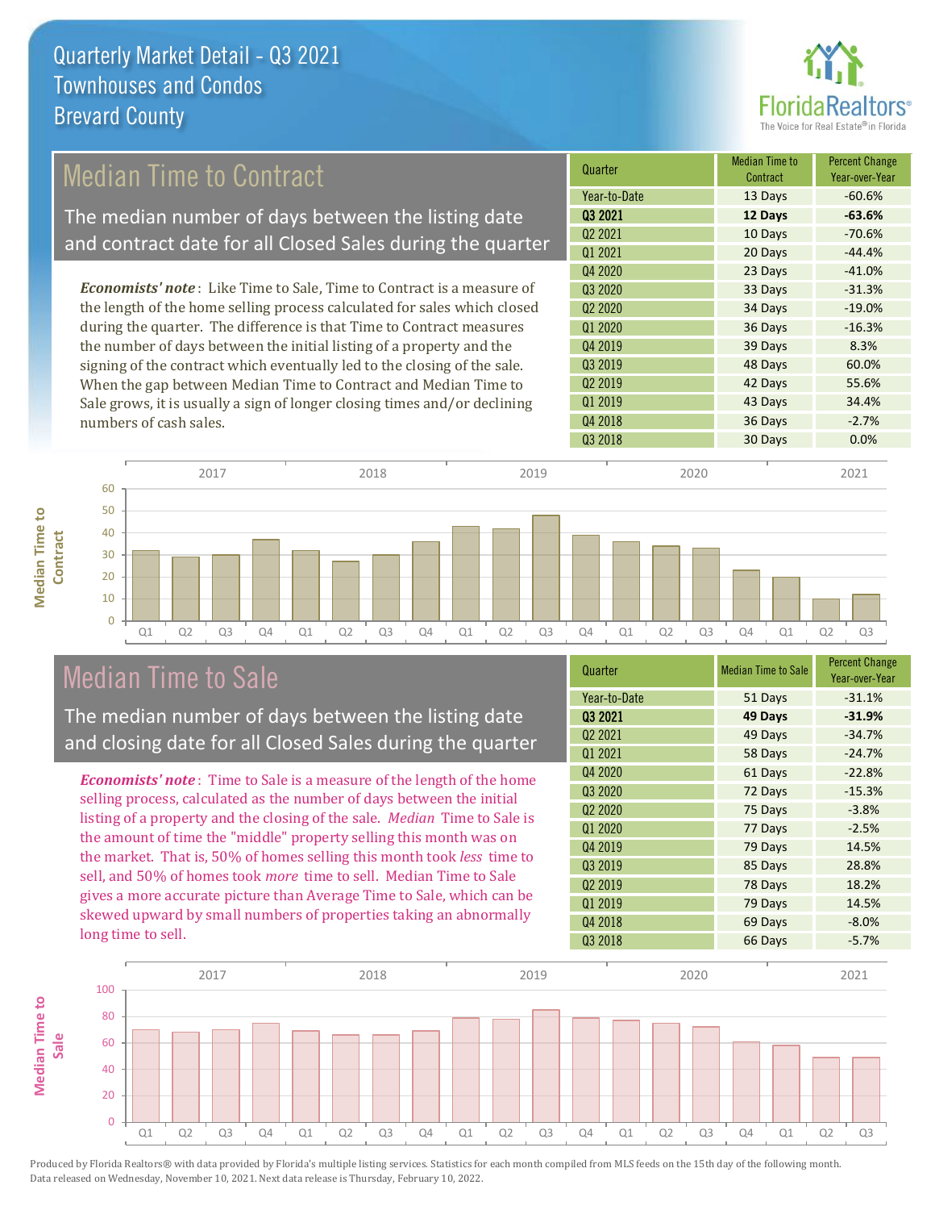# Quarterly Market Detail - Q3 2021
## Townhouses and Condos
## Brevard County

## Median Time to Contract

The median number of days between the listing date and contract date for all Closed Sales during the quarter

*Economists' note*: Like Time to Sale, Time to Contract is a measure of the length of the home selling process calculated for sales which closed during the quarter. The difference is that Time to Contract measures the number of days between the initial listing of a property and the signing of the contract which eventually led to the closing of the sale. When the gap between Median Time to Contract and Median Time to Sale grows, it is usually a sign of longer closing times and/or declining numbers of cash sales.

| Quarter | Median Time to Contract | Percent Change Year-over-Year |
|---|---|---|
| Year-to-Date | 13 Days | -60.6% |
| **Q3 2021** | **12 Days** | **-63.6%** |
| Q2 2021 | 10 Days | -70.6% |
| Q1 2021 | 20 Days | -44.4% |
| Q4 2020 | 23 Days | -41.0% |
| Q3 2020 | 33 Days | -31.3% |
| Q2 2020 | 34 Days | -19.0% |
| Q1 2020 | 36 Days | -16.3% |
| Q4 2019 | 39 Days | 8.3% |
| Q3 2019 | 48 Days | 60.0% |
| Q2 2019 | 42 Days | 55.6% |
| Q1 2019 | 43 Days | 34.4% |
| Q4 2018 | 36 Days | -2.7% |
| Q3 2018 | 30 Days | 0.0% |

## Median Time to Sale

The median number of days between the listing date and closing date for all Closed Sales during the quarter

*Economists' note*: Time to Sale is a measure of the length of the home selling process, calculated as the number of days between the initial listing of a property and the closing of the sale. *Median* Time to Sale is the amount of time the "middle" property selling this month was on the market. That is, 50% of homes selling this month took *less* time to sell, and 50% of homes took *more* time to sell. Median Time to Sale gives a more accurate picture than Average Time to Sale, which can be skewed upward by small numbers of properties taking an abnormally long time to sell.

| Quarter | Median Time to Sale | Percent Change Year-over-Year |
|---|---|---|
| Year-to-Date | 51 Days | -31.1% |
| **Q3 2021** | **49 Days** | **-31.9%** |
| Q2 2021 | 49 Days | -34.7% |
| Q1 2021 | 58 Days | -24.7% |
| Q4 2020 | 61 Days | -22.8% |
| Q3 2020 | 72 Days | -15.3% |
| Q2 2020 | 75 Days | -3.8% |
| Q1 2020 | 77 Days | -2.5% |
| Q4 2019 | 79 Days | 14.5% |
| Q3 2019 | 85 Days | 28.8% |
| Q2 2019 | 78 Days | 18.2% |
| Q1 2019 | 79 Days | 14.5% |
| Q4 2018 | 69 Days | -8.0% |
| Q3 2018 | 66 Days | -5.7% |

Produced by Florida Realtors® with data provided by Florida's multiple listing services. Statistics for each month compiled from MLS feeds on the 15th day of the following month. Data released on Wednesday, November 10, 2021. Next data release is Thursday, February 10, 2022.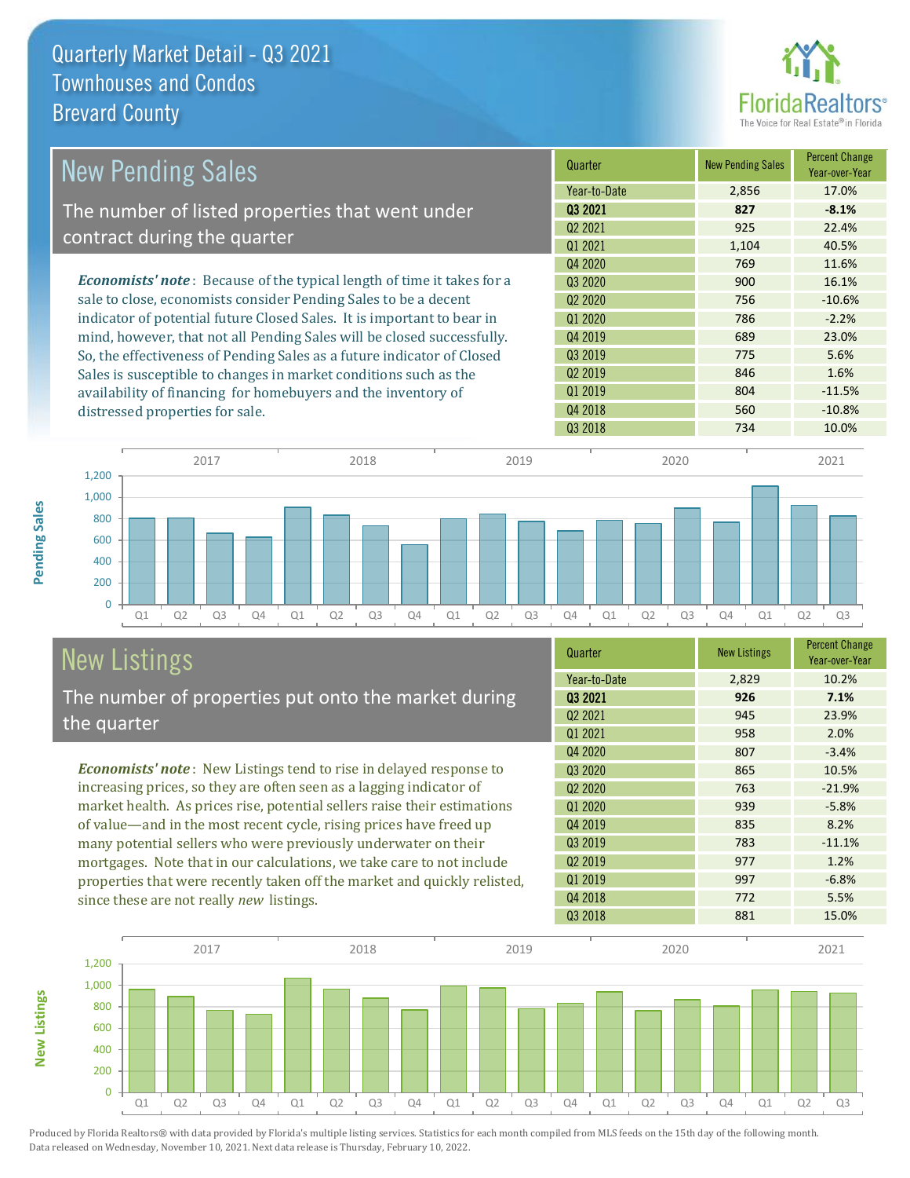# Quarterly Market Detail - Q3 2021
## Townhouses and Condos
## Brevard County

## New Pending Sales

The number of listed properties that went under contract during the quarter

***Economists' note***: Because of the typical length of time it takes for a sale to close, economists consider Pending Sales to be a decent indicator of potential future Closed Sales. It is important to bear in mind, however, that not all Pending Sales will be closed successfully. So, the effectiveness of Pending Sales as a future indicator of Closed Sales is susceptible to changes in market conditions such as the availability of financing for homebuyers and the inventory of distressed properties for sale.

| Quarter | New Pending Sales | Percent Change Year-over-Year |
|---|---|---|
| Year-to-Date | 2,856 | 17.0% |
| **Q3 2021** | **827** | **-8.1%** |
| Q2 2021 | 925 | 22.4% |
| Q1 2021 | 1,104 | 40.5% |
| Q4 2020 | 769 | 11.6% |
| Q3 2020 | 900 | 16.1% |
| Q2 2020 | 756 | -10.6% |
| Q1 2020 | 786 | -2.2% |
| Q4 2019 | 689 | 23.0% |
| Q3 2019 | 775 | 5.6% |
| Q2 2019 | 846 | 1.6% |
| Q1 2019 | 804 | -11.5% |
| Q4 2018 | 560 | -10.8% |
| Q3 2018 | 734 | 10.0% |

## New Listings

The number of properties put onto the market during the quarter

***Economists' note***: New Listings tend to rise in delayed response to increasing prices, so they are often seen as a lagging indicator of market health. As prices rise, potential sellers raise their estimations of value—and in the most recent cycle, rising prices have freed up many potential sellers who were previously underwater on their mortgages. Note that in our calculations, we take care to not include properties that were recently taken off the market and quickly relisted, since these are not really *new* listings.

| Quarter | New Listings | Percent Change Year-over-Year |
|---|---|---|
| Year-to-Date | 2,829 | 10.2% |
| **Q3 2021** | **926** | **7.1%** |
| Q2 2021 | 945 | 23.9% |
| Q1 2021 | 958 | 2.0% |
| Q4 2020 | 807 | -3.4% |
| Q3 2020 | 865 | 10.5% |
| Q2 2020 | 763 | -21.9% |
| Q1 2020 | 939 | -5.8% |
| Q4 2019 | 835 | 8.2% |
| Q3 2019 | 783 | -11.1% |
| Q2 2019 | 977 | 1.2% |
| Q1 2019 | 997 | -6.8% |
| Q4 2018 | 772 | 5.5% |
| Q3 2018 | 881 | 15.0% |

Produced by Florida Realtors® with data provided by Florida's multiple listing services. Statistics for each month compiled from MLS feeds on the 15th day of the following month. Data released on Wednesday, November 10, 2021. Next data release is Thursday, February 10, 2022.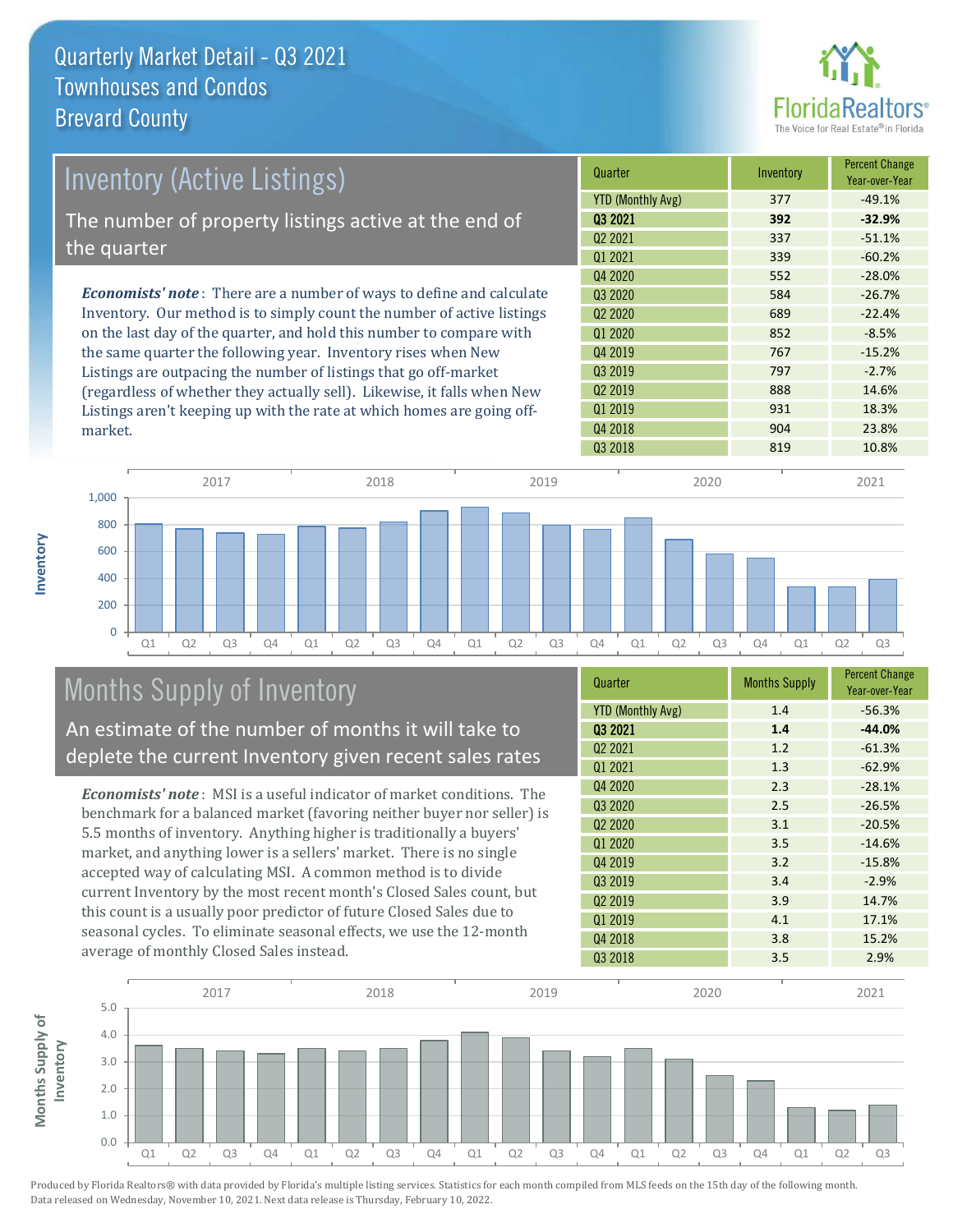# Quarterly Market Detail - Q3 2021
## Townhouses and Condos
## Brevard County

## Inventory (Active Listings)

The number of property listings active at the end of the quarter

*Economists' note*: There are a number of ways to define and calculate Inventory. Our method is to simply count the number of active listings on the last day of the quarter, and hold this number to compare with the same quarter the following year. Inventory rises when New Listings are outpacing the number of listings that go off-market (regardless of whether they actually sell). Likewise, it falls when New Listings aren't keeping up with the rate at which homes are going off-market.

| Quarter | Inventory | Percent Change Year-over-Year |
|---|---|---|
| YTD (Monthly Avg) | 377 | -49.1% |
| **Q3 2021** | **392** | **-32.9%** |
| Q2 2021 | 337 | -51.1% |
| Q1 2021 | 339 | -60.2% |
| Q4 2020 | 552 | -28.0% |
| Q3 2020 | 584 | -26.7% |
| Q2 2020 | 689 | -22.4% |
| Q1 2020 | 852 | -8.5% |
| Q4 2019 | 767 | -15.2% |
| Q3 2019 | 797 | -2.7% |
| Q2 2019 | 888 | 14.6% |
| Q1 2019 | 931 | 18.3% |
| Q4 2018 | 904 | 23.8% |
| Q3 2018 | 819 | 10.8% |

## Months Supply of Inventory

An estimate of the number of months it will take to deplete the current Inventory given recent sales rates

*Economists' note*: MSI is a useful indicator of market conditions. The benchmark for a balanced market (favoring neither buyer nor seller) is 5.5 months of inventory. Anything higher is traditionally a buyers' market, and anything lower is a sellers' market. There is no single accepted way of calculating MSI. A common method is to divide current Inventory by the most recent month's Closed Sales count, but this count is a usually poor predictor of future Closed Sales due to seasonal cycles. To eliminate seasonal effects, we use the 12-month average of monthly Closed Sales instead.

| Quarter | Months Supply | Percent Change Year-over-Year |
|---|---|---|
| YTD (Monthly Avg) | 1.4 | -56.3% |
| **Q3 2021** | **1.4** | **-44.0%** |
| Q2 2021 | 1.2 | -61.3% |
| Q1 2021 | 1.3 | -62.9% |
| Q4 2020 | 2.3 | -28.1% |
| Q3 2020 | 2.5 | -26.5% |
| Q2 2020 | 3.1 | -20.5% |
| Q1 2020 | 3.5 | -14.6% |
| Q4 2019 | 3.2 | -15.8% |
| Q3 2019 | 3.4 | -2.9% |
| Q2 2019 | 3.9 | 14.7% |
| Q1 2019 | 4.1 | 17.1% |
| Q4 2018 | 3.8 | 15.2% |
| Q3 2018 | 3.5 | 2.9% |

Produced by Florida Realtors® with data provided by Florida's multiple listing services. Statistics for each month compiled from MLS feeds on the 15th day of the following month. Data released on Wednesday, November 10, 2021. Next data release is Thursday, February 10, 2022.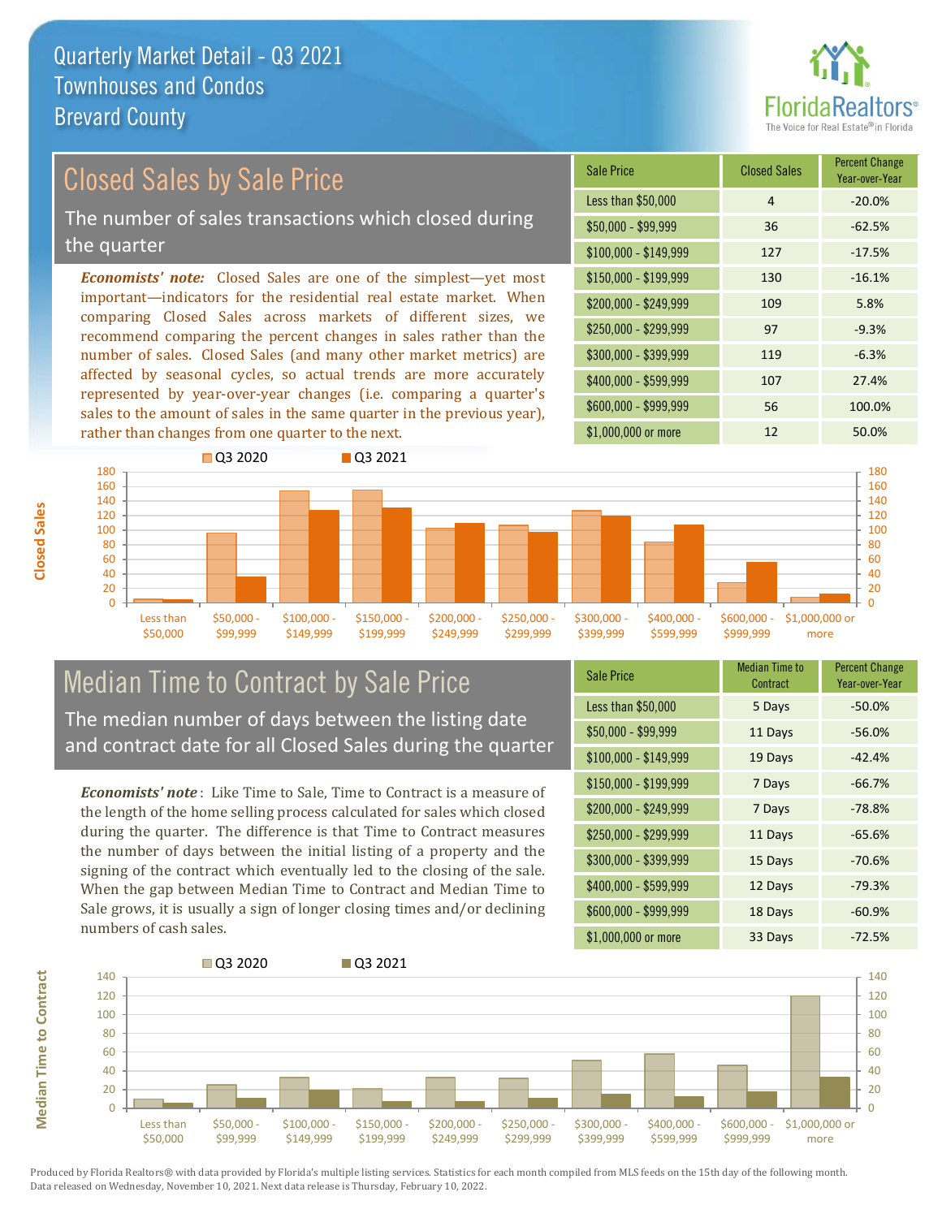Quarterly Market Detail - Q3 2021
Townhouses and Condos
Brevard County

## Closed Sales by Sale Price

The number of sales transactions which closed during the quarter

***Economists' note:*** Closed Sales are one of the simplest—yet most important—indicators for the residential real estate market. When comparing Closed Sales across markets of different sizes, we recommend comparing the percent changes in sales rather than the number of sales. Closed Sales (and many other market metrics) are affected by seasonal cycles, so actual trends are more accurately represented by year-over-year changes (i.e. comparing a quarter's sales to the amount of sales in the same quarter in the previous year), rather than changes from one quarter to the next.

| Sale Price | Closed Sales | Percent Change Year-over-Year |
|---|---|---|
| Less than $50,000 | 4 | -20.0% |
| $50,000 - $99,999 | 36 | -62.5% |
| $100,000 - $149,999 | 127 | -17.5% |
| $150,000 - $199,999 | 130 | -16.1% |
| $200,000 - $249,999 | 109 | 5.8% |
| $250,000 - $299,999 | 97 | -9.3% |
| $300,000 - $399,999 | 119 | -6.3% |
| $400,000 - $599,999 | 107 | 27.4% |
| $600,000 - $999,999 | 56 | 100.0% |
| $1,000,000 or more | 12 | 50.0% |

## Median Time to Contract by Sale Price

The median number of days between the listing date and contract date for all Closed Sales during the quarter

***Economists' note*** : Like Time to Sale, Time to Contract is a measure of the length of the home selling process calculated for sales which closed during the quarter. The difference is that Time to Contract measures the number of days between the initial listing of a property and the signing of the contract which eventually led to the closing of the sale. When the gap between Median Time to Contract and Median Time to Sale grows, it is usually a sign of longer closing times and/or declining numbers of cash sales.

| Sale Price | Median Time to Contract | Percent Change Year-over-Year |
|---|---|---|
| Less than $50,000 | 5 Days | -50.0% |
| $50,000 - $99,999 | 11 Days | -56.0% |
| $100,000 - $149,999 | 19 Days | -42.4% |
| $150,000 - $199,999 | 7 Days | -66.7% |
| $200,000 - $249,999 | 7 Days | -78.8% |
| $250,000 - $299,999 | 11 Days | -65.6% |
| $300,000 - $399,999 | 15 Days | -70.6% |
| $400,000 - $599,999 | 12 Days | -79.3% |
| $600,000 - $999,999 | 18 Days | -60.9% |
| $1,000,000 or more | 33 Days | -72.5% |

Produced by Florida Realtors® with data provided by Florida's multiple listing services. Statistics for each month compiled from MLS feeds on the 15th day of the following month. Data released on Wednesday, November 10, 2021. Next data release is Thursday, February 10, 2022.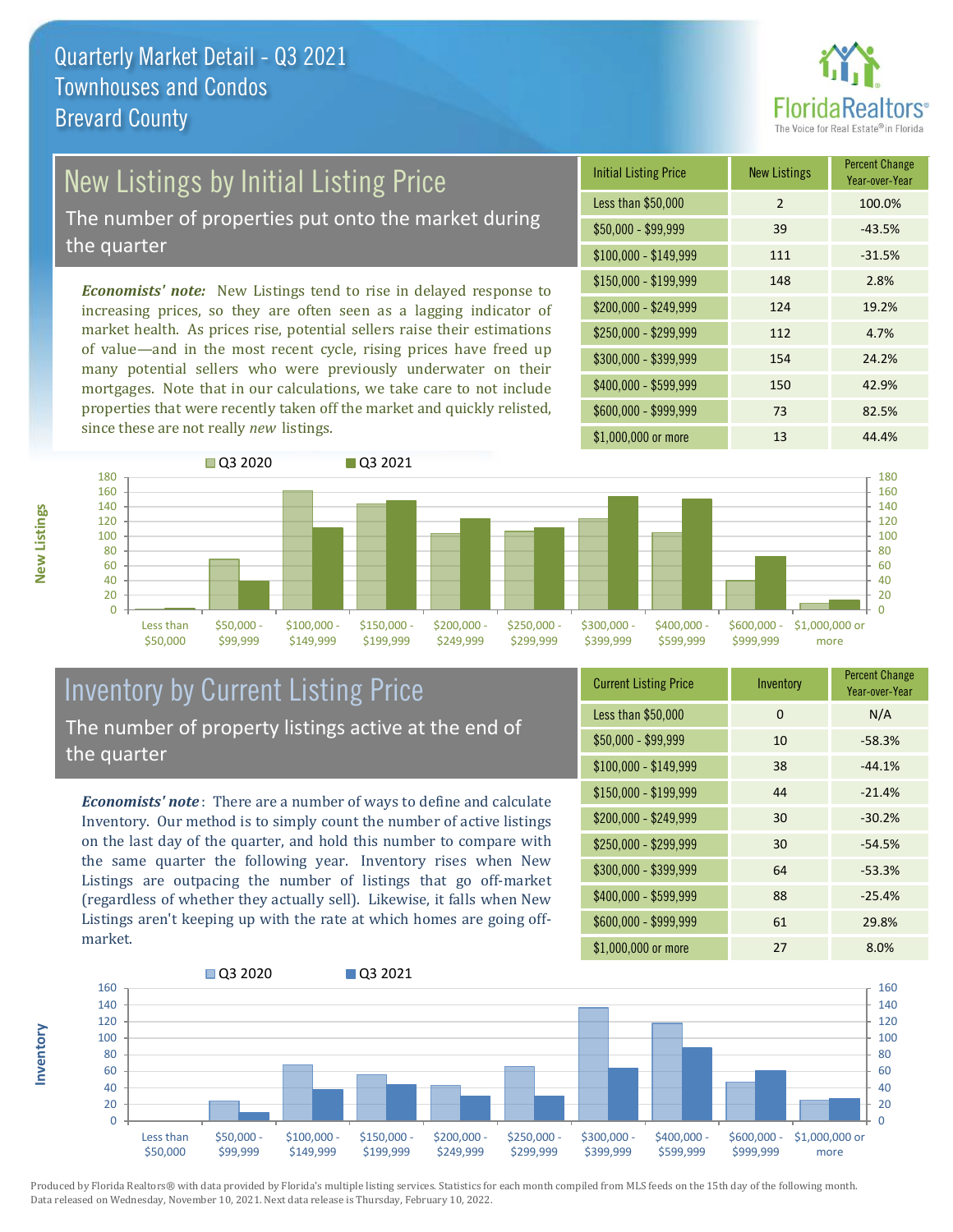# Quarterly Market Detail - Q3 2021
## Townhouses and Condos
## Brevard County

## New Listings by Initial Listing Price

The number of properties put onto the market during the quarter

*Economists' note:* New Listings tend to rise in delayed response to increasing prices, so they are often seen as a lagging indicator of market health. As prices rise, potential sellers raise their estimations of value—and in the most recent cycle, rising prices have freed up many potential sellers who were previously underwater on their mortgages. Note that in our calculations, we take care to not include properties that were recently taken off the market and quickly relisted, since these are not really *new* listings.

| Initial Listing Price | New Listings | Percent Change Year-over-Year |
|---|---|---|
| Less than $50,000 | 2 | 100.0% |
| $50,000 - $99,999 | 39 | -43.5% |
| $100,000 - $149,999 | 111 | -31.5% |
| $150,000 - $199,999 | 148 | 2.8% |
| $200,000 - $249,999 | 124 | 19.2% |
| $250,000 - $299,999 | 112 | 4.7% |
| $300,000 - $399,999 | 154 | 24.2% |
| $400,000 - $599,999 | 150 | 42.9% |
| $600,000 - $999,999 | 73 | 82.5% |
| $1,000,000 or more | 13 | 44.4% |

## Inventory by Current Listing Price

The number of property listings active at the end of the quarter

*Economists' note*: There are a number of ways to define and calculate Inventory. Our method is to simply count the number of active listings on the last day of the quarter, and hold this number to compare with the same quarter the following year. Inventory rises when New Listings are outpacing the number of listings that go off-market (regardless of whether they actually sell). Likewise, it falls when New Listings aren't keeping up with the rate at which homes are going off-market.

| Current Listing Price | Inventory | Percent Change Year-over-Year |
|---|---|---|
| Less than $50,000 | 0 | N/A |
| $50,000 - $99,999 | 10 | -58.3% |
| $100,000 - $149,999 | 38 | -44.1% |
| $150,000 - $199,999 | 44 | -21.4% |
| $200,000 - $249,999 | 30 | -30.2% |
| $250,000 - $299,999 | 30 | -54.5% |
| $300,000 - $399,999 | 64 | -53.3% |
| $400,000 - $599,999 | 88 | -25.4% |
| $600,000 - $999,999 | 61 | 29.8% |
| $1,000,000 or more | 27 | 8.0% |

Produced by Florida Realtors® with data provided by Florida's multiple listing services. Statistics for each month compiled from MLS feeds on the 15th day of the following month. Data released on Wednesday, November 10, 2021. Next data release is Thursday, February 10, 2022.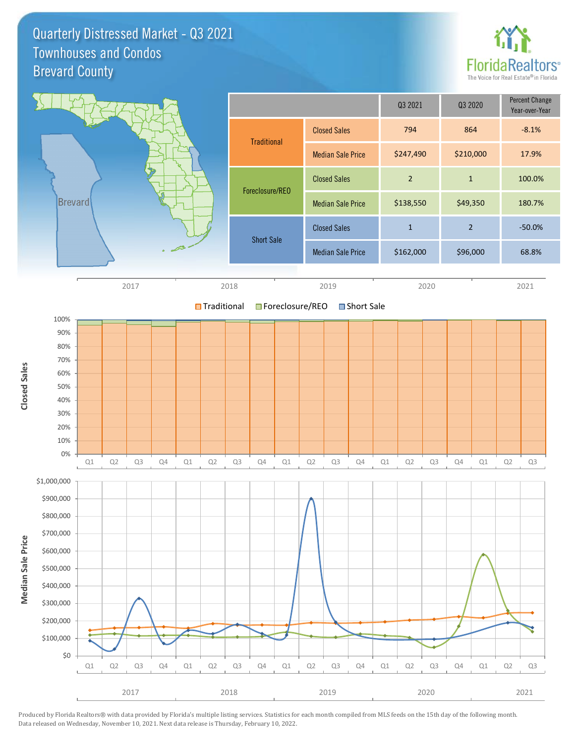# Quarterly Distressed Market - Q3 2021
## Townhouses and Condos
## Brevard County

FloridaRealtors®
The Voice for Real Estate® in Florida

Brevard

| | | Q3 2021 | Q3 2020 | Percent Change Year-over-Year |
|---|---|---|---|---|
| Traditional | Closed Sales | 794 | 864 | -8.1% |
| | Median Sale Price | $247,490 | $210,000 | 17.9% |
| Foreclosure/REO | Closed Sales | 2 | 1 | 100.0% |
| | Median Sale Price | $138,550 | $49,350 | 180.7% |
| Short Sale | Closed Sales | 1 | 2 | -50.0% |
| | Median Sale Price | $162,000 | $96,000 | 68.8% |

2017 2018 2019 2020 2021

Traditional Foreclosure/REO Short Sale

Closed Sales

100% 90% 80% 70% 60% 50% 40% 30% 20% 10% 0%

Q1 Q2 Q3 Q4 Q1 Q2 Q3 Q4 Q1 Q2 Q3 Q4 Q1 Q2 Q3 Q4 Q1 Q2 Q3

Median Sale Price

$1,000,000 $900,000 $800,000 $700,000 $600,000 $500,000 $400,000 $300,000 $200,000 $100,000 $0

Q1 Q2 Q3 Q4 Q1 Q2 Q3 Q4 Q1 Q2 Q3 Q4 Q1 Q2 Q3 Q4 Q1 Q2 Q3

2017 2018 2019 2020 2021

Produced by Florida Realtors® with data provided by Florida's multiple listing services. Statistics for each month compiled from MLS feeds on the 15th day of the following month.
Data released on Wednesday, November 10, 2021. Next data release is Thursday, February 10, 2022.